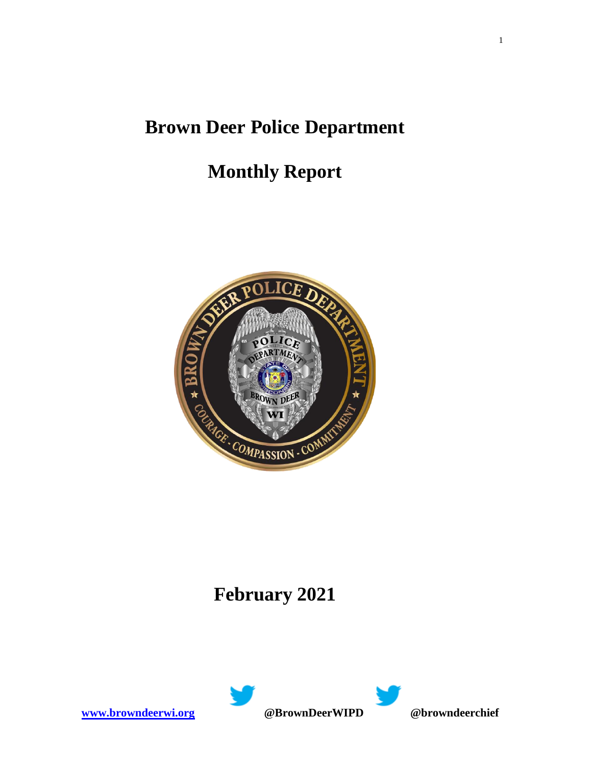# Brown Deer Police Department

# Monthly Report

# February 2021

**[www.browndeerwi.org](http://www.browndeerwi.org)** **@BrownDeerWIPD** **@browndeerchief**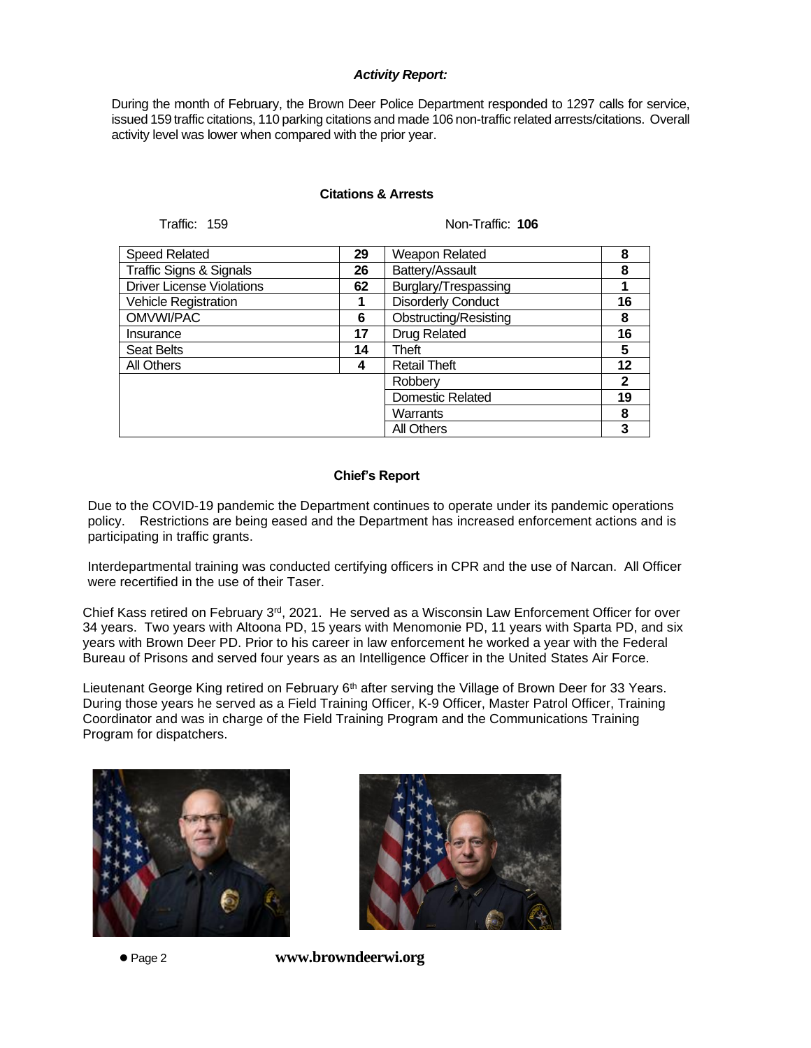### *Activity Report:*

During the month of February, the Brown Deer Police Department responded to 1297 calls for service, issued 159 traffic citations, 110 parking citations and made 106 non-traffic related arrests/citations. Overall activity level was lower when compared with the prior year.

#### Citations & Arrests

Traffic: 159 | Non-Traffic: **106**

| Traffic | | Non-Traffic | |
|---|---|---|---|
| Speed Related | **29** | Weapon Related | **8** |
| Traffic Signs & Signals | **26** | Battery/Assault | **8** |
| Driver License Violations | **62** | Burglary/Trespassing | **1** |
| Vehicle Registration | **1** | Disorderly Conduct | **16** |
| OMVWI/PAC | **6** | Obstructing/Resisting | **8** |
| Insurance | **17** | Drug Related | **16** |
| Seat Belts | **14** | Theft | **5** |
| All Others | **4** | Retail Theft | **12** |
| | | Robbery | **2** |
| | | Domestic Related | **19** |
| | | Warrants | **8** |
| | | All Others | **3** |

#### Chief's Report

Due to the COVID-19 pandemic the Department continues to operate under its pandemic operations policy. Restrictions are being eased and the Department has increased enforcement actions and is participating in traffic grants.

Interdepartmental training was conducted certifying officers in CPR and the use of Narcan. All Officer were recertified in the use of their Taser.

Chief Kass retired on February 3rd, 2021. He served as a Wisconsin Law Enforcement Officer for over 34 years. Two years with Altoona PD, 15 years with Menomonie PD, 11 years with Sparta PD, and six years with Brown Deer PD. Prior to his career in law enforcement he worked a year with the Federal Bureau of Prisons and served four years as an Intelligence Officer in the United States Air Force.

Lieutenant George King retired on February 6th after serving the Village of Brown Deer for 33 Years. During those years he served as a Field Training Officer, K-9 Officer, Master Patrol Officer, Training Coordinator and was in charge of the Field Training Program and the Communications Training Program for dispatchers.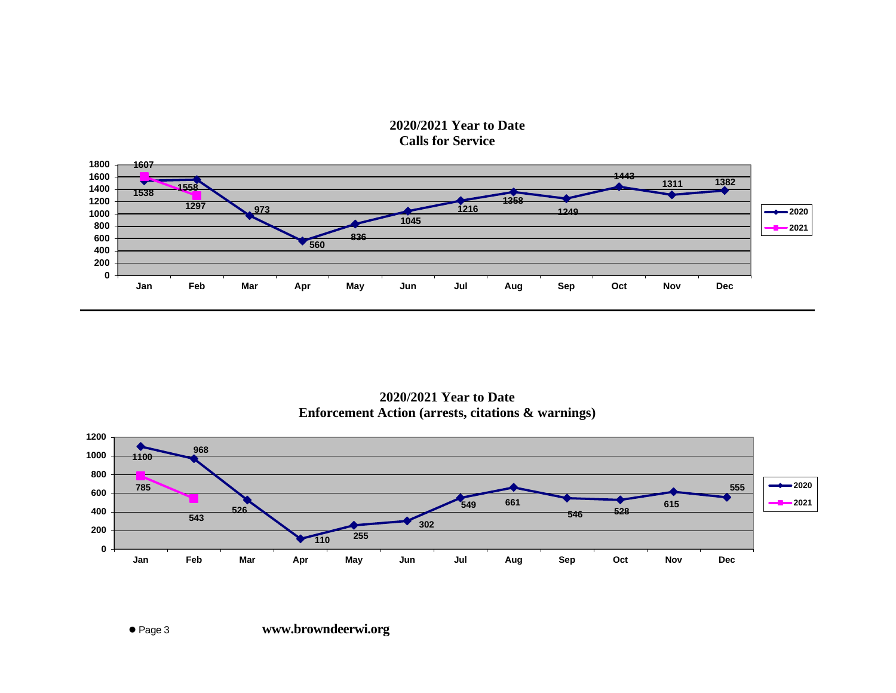## 2020/2021 Year to Date
## Calls for Service

| | Jan | Feb | Mar | Apr | May | Jun | Jul | Aug | Sep | Oct | Nov | Dec |
|---|---|---|---|---|---|---|---|---|---|---|---|---|
| 2020 | 1538 | 1558 | 973 | 560 | 836 | 1045 | 1216 | 1358 | 1249 | 1443 | 1311 | 1382 |
| 2021 | 1607 | 1297 | | | | | | | | | | |

## 2020/2021 Year to Date
## Enforcement Action (arrests, citations & warnings)

| | Jan | Feb | Mar | Apr | May | Jun | Jul | Aug | Sep | Oct | Nov | Dec |
|---|---|---|---|---|---|---|---|---|---|---|---|---|
| 2020 | 1100 | 968 | 526 | 110 | 255 | 302 | 549 | 661 | 546 | 528 | 615 | 555 |
| 2021 | 785 | 543 | | | | | | | | | | |

**www.browndeerwi.org**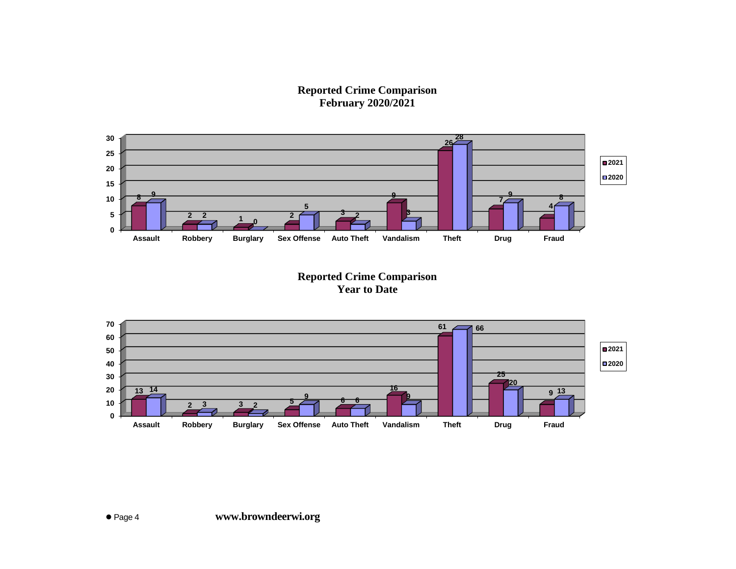## Reported Crime Comparison
## February 2020/2021

| | Assault | Robbery | Burglary | Sex Offense | Auto Theft | Vandalism | Theft | Drug | Fraud |
|---|---|---|---|---|---|---|---|---|---|
| 2021 | 8 | 2 | 1 | 2 | 3 | 9 | 26 | 7 | 4 |
| 2020 | 9 | 2 | 0 | 5 | 2 | 3 | 28 | 9 | 8 |

## Reported Crime Comparison
## Year to Date

| | Assault | Robbery | Burglary | Sex Offense | Auto Theft | Vandalism | Theft | Drug | Fraud |
|---|---|---|---|---|---|---|---|---|---|
| 2021 | 13 | 2 | 3 | 5 | 6 | 16 | 61 | 25 | 9 |
| 2020 | 14 | 3 | 2 | 9 | 6 | 9 | 66 | 20 | 13 |

www.browndeerwi.org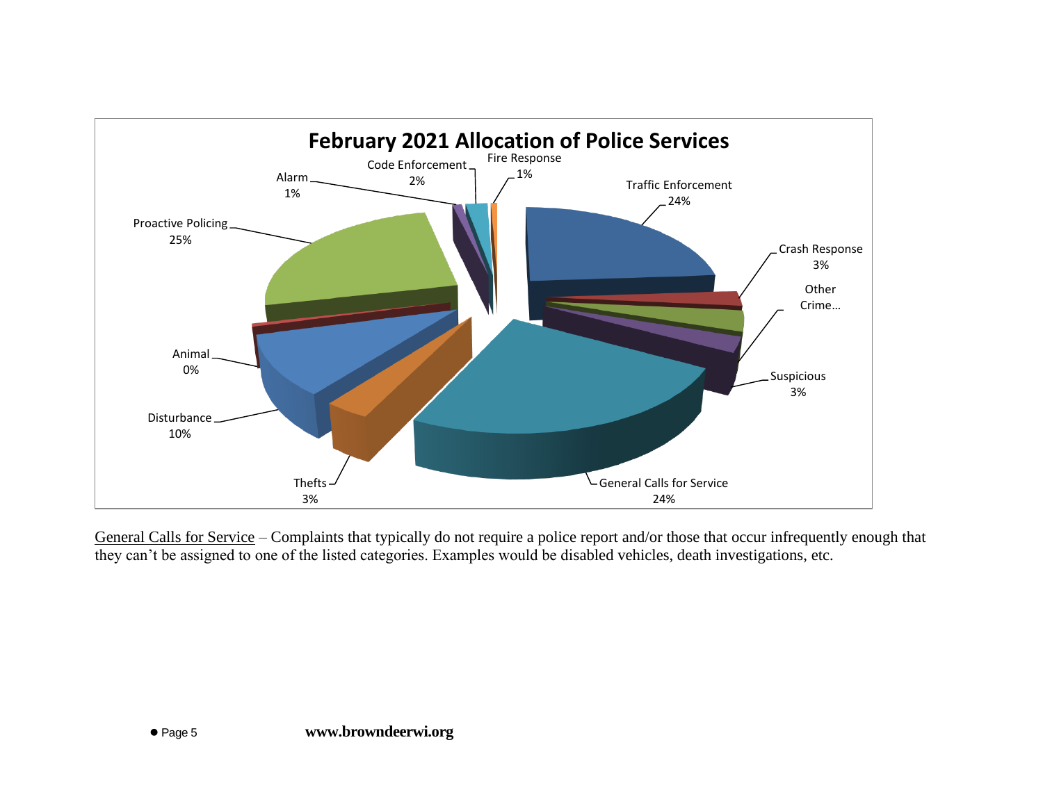## February 2021 Allocation of Police Services

| Category | Percentage |
| --- | --- |
| Traffic Enforcement | 24% |
| Crash Response | 3% |
| Other Crime… | |
| Suspicious | 3% |
| General Calls for Service | 24% |
| Thefts | 3% |
| Disturbance | 10% |
| Animal | 0% |
| Proactive Policing | 25% |
| Alarm | 1% |
| Code Enforcement | 2% |
| Fire Response | 1% |

General Calls for Service – Complaints that typically do not require a police report and/or those that occur infrequently enough that they can't be assigned to one of the listed categories. Examples would be disabled vehicles, death investigations, etc.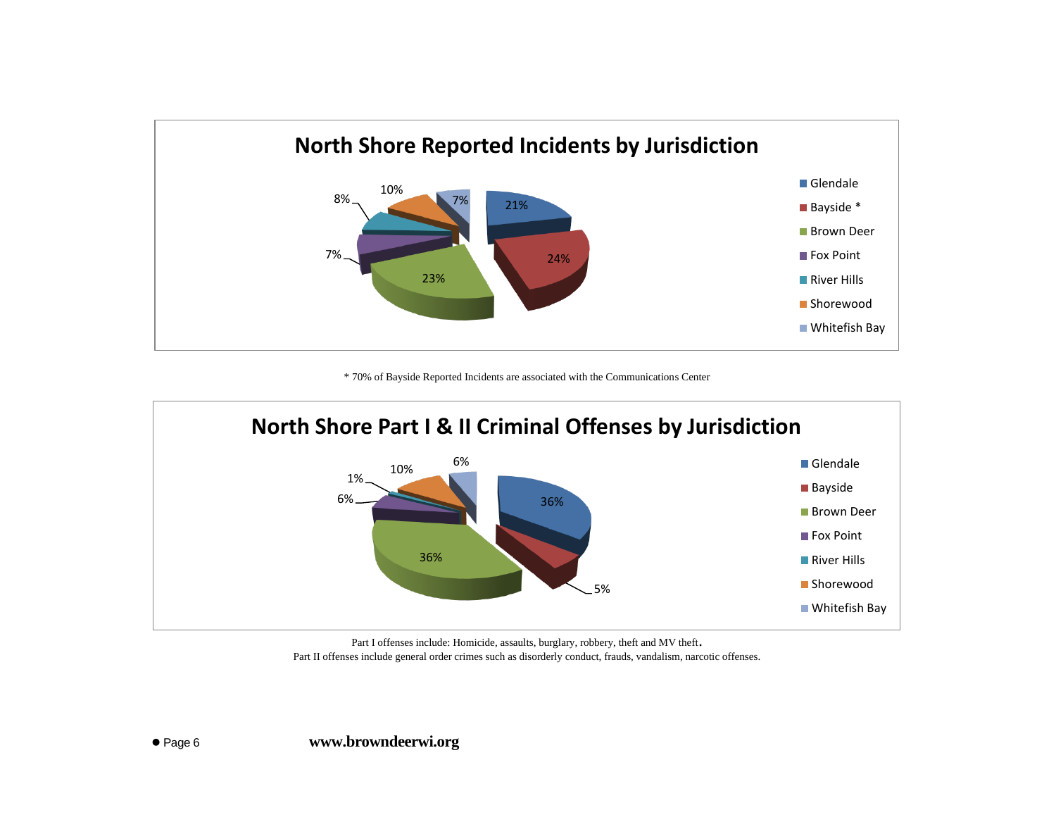## North Shore Reported Incidents by Jurisdiction

| Jurisdiction | Percentage |
| --- | --- |
| Glendale | 21% |
| Bayside * | 24% |
| Brown Deer | 23% |
| Fox Point | 7% |
| River Hills | 8% |
| Shorewood | 10% |
| Whitefish Bay | 7% |

* 70% of Bayside Reported Incidents are associated with the Communications Center

## North Shore Part I & II Criminal Offenses by Jurisdiction

| Jurisdiction | Percentage |
| --- | --- |
| Glendale | 36% |
| Bayside | 5% |
| Brown Deer | 36% |
| Fox Point | 6% |
| River Hills | 1% |
| Shorewood | 10% |
| Whitefish Bay | 6% |

Part I offenses include: Homicide, assaults, burglary, robbery, theft and MV theft.
Part II offenses include general order crimes such as disorderly conduct, frauds, vandalism, narcotic offenses.

**www.browndeerwi.org**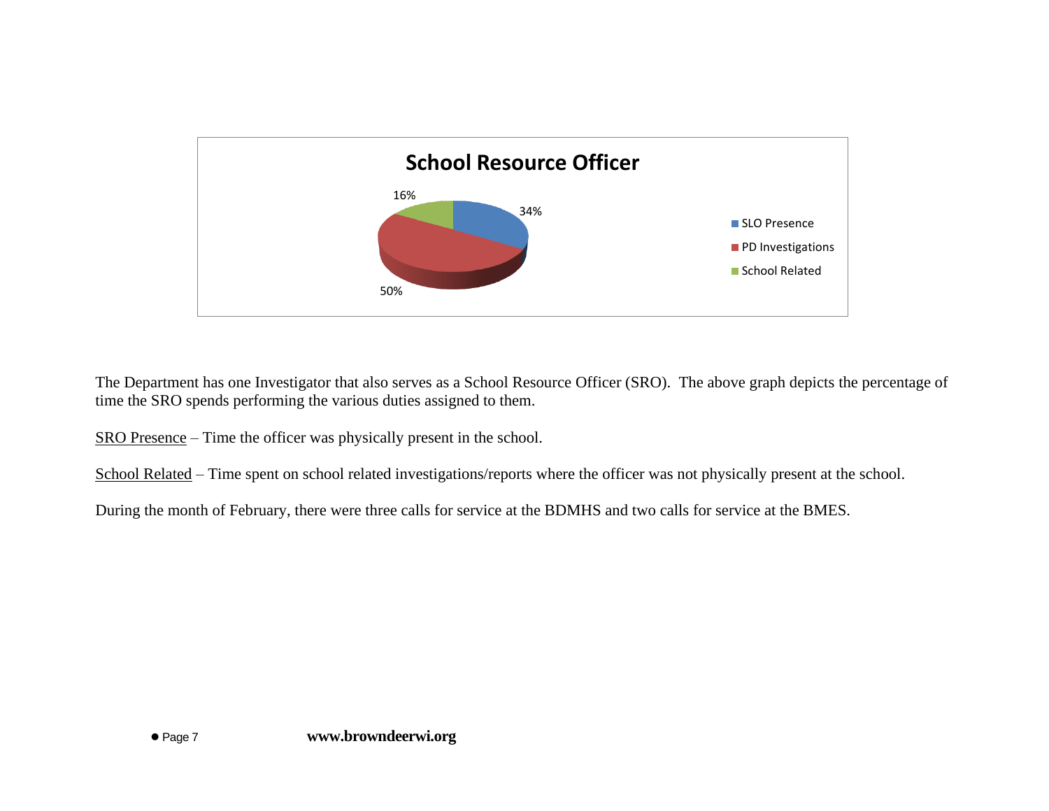School Resource Officer

16%

34%

50%

SLO Presence

PD Investigations

School Related

The Department has one Investigator that also serves as a School Resource Officer (SRO). The above graph depicts the percentage of time the SRO spends performing the various duties assigned to them.

SRO Presence – Time the officer was physically present in the school.

School Related – Time spent on school related investigations/reports where the officer was not physically present at the school.

During the month of February, there were three calls for service at the BDMHS and two calls for service at the BMES.